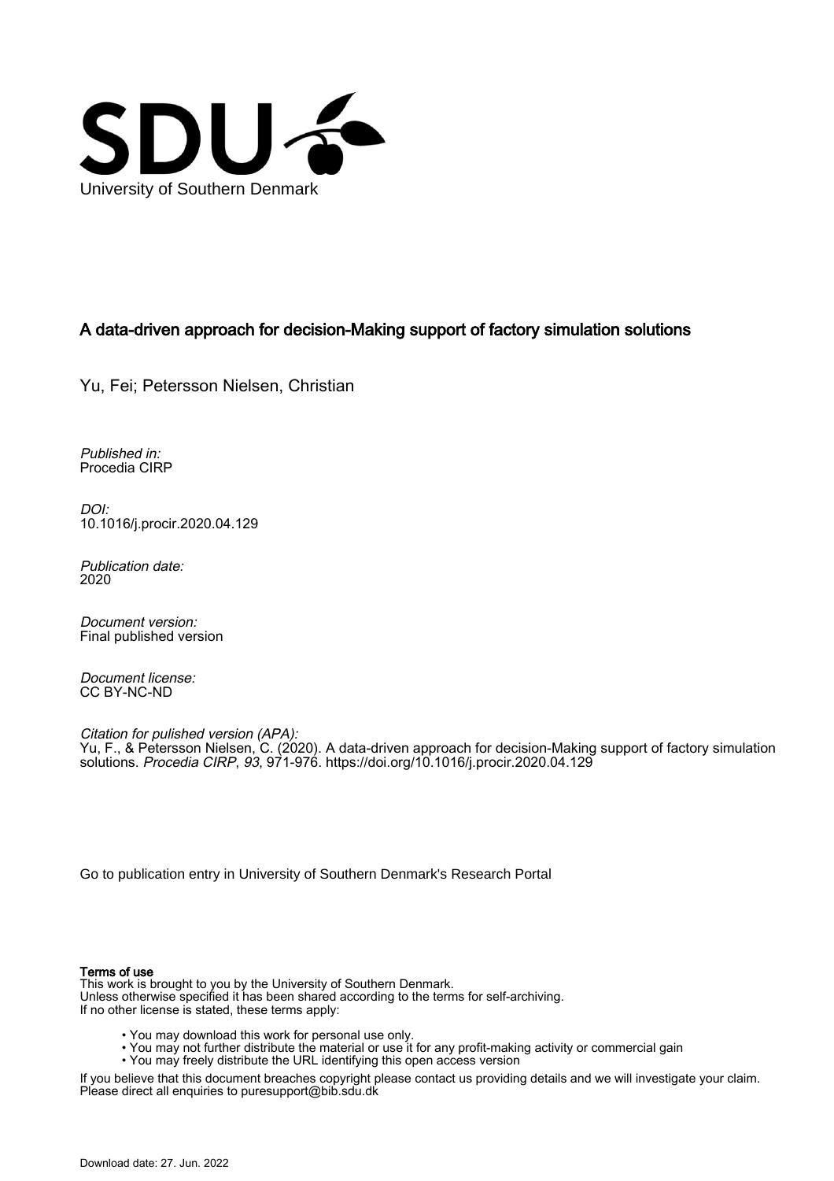University of Southern Denmark

# A data-driven approach for decision-Making support of factory simulation solutions

Yu, Fei; Petersson Nielsen, Christian

*Published in:*
Procedia CIRP

*DOI:*
10.1016/j.procir.2020.04.129

*Publication date:*
2020

*Document version:*
Final published version

*Document license:*
CC BY-NC-ND

*Citation for pulished version (APA):*
Yu, F., & Petersson Nielsen, C. (2020). A data-driven approach for decision-Making support of factory simulation solutions. *Procedia CIRP*, *93*, 971-976. https://doi.org/10.1016/j.procir.2020.04.129

Go to publication entry in University of Southern Denmark's Research Portal

**Terms of use**
This work is brought to you by the University of Southern Denmark.
Unless otherwise specified it has been shared according to the terms for self-archiving.
If no other license is stated, these terms apply:

- You may download this work for personal use only.
- You may not further distribute the material or use it for any profit-making activity or commercial gain
- You may freely distribute the URL identifying this open access version

If you believe that this document breaches copyright please contact us providing details and we will investigate your claim.
Please direct all enquiries to puresupport@bib.sdu.dk

Download date: 27. Jun. 2022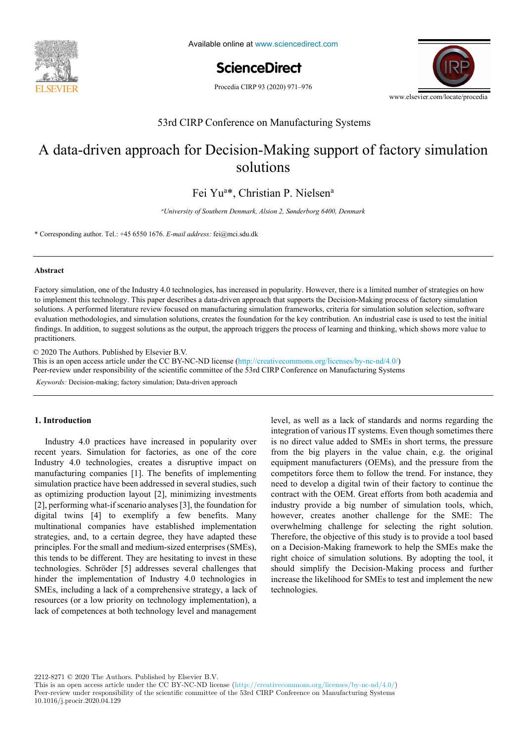# A data-driven approach for Decision-Making support of factory simulation solutions

Fei Yu[a]*, Christian P. Nielsen[a]

[a]*University of Southern Denmark, Alsion 2, Sønderborg 6400, Denmark*

\* Corresponding author. Tel.: +45 6550 1676. *E-mail address:* fei@mci.sdu.dk

## Abstract

Factory simulation, one of the Industry 4.0 technologies, has increased in popularity. However, there is a limited number of strategies on how to implement this technology. This paper describes a data-driven approach that supports the Decision-Making process of factory simulation solutions. A performed literature review focused on manufacturing simulation frameworks, criteria for simulation solution selection, software evaluation methodologies, and simulation solutions, creates the foundation for the key contribution. An industrial case is used to test the initial findings. In addition, to suggest solutions as the output, the approach triggers the process of learning and thinking, which shows more value to practitioners.

© 2020 The Authors. Published by Elsevier B.V.
This is an open access article under the CC BY-NC-ND license (http://creativecommons.org/licenses/by-nc-nd/4.0/)
Peer-review under responsibility of the scientific committee of the 53rd CIRP Conference on Manufacturing Systems

*Keywords:* Decision-making; factory simulation; Data-driven approach

## 1. Introduction

Industry 4.0 practices have increased in popularity over recent years. Simulation for factories, as one of the core Industry 4.0 technologies, creates a disruptive impact on manufacturing companies [1]. The benefits of implementing simulation practice have been addressed in several studies, such as optimizing production layout [2], minimizing investments [2], performing what-if scenario analyses [3], the foundation for digital twins [4] to exemplify a few benefits. Many multinational companies have established implementation strategies, and, to a certain degree, they have adapted these principles. For the small and medium-sized enterprises (SMEs), this tends to be different. They are hesitating to invest in these technologies. Schröder [5] addresses several challenges that hinder the implementation of Industry 4.0 technologies in SMEs, including a lack of a comprehensive strategy, a lack of resources (or a low priority on technology implementation), a lack of competences at both technology level and management level, as well as a lack of standards and norms regarding the integration of various IT systems. Even though sometimes there is no direct value added to SMEs in short terms, the pressure from the big players in the value chain, e.g. the original equipment manufacturers (OEMs), and the pressure from the competitors force them to follow the trend. For instance, they need to develop a digital twin of their factory to continue the contract with the OEM. Great efforts from both academia and industry provide a big number of simulation tools, which, however, creates another challenge for the SME: The overwhelming challenge for selecting the right solution. Therefore, the objective of this study is to provide a tool based on a Decision-Making framework to help the SMEs make the right choice of simulation solutions. By adopting the tool, it should simplify the Decision-Making process and further increase the likelihood for SMEs to test and implement the new technologies.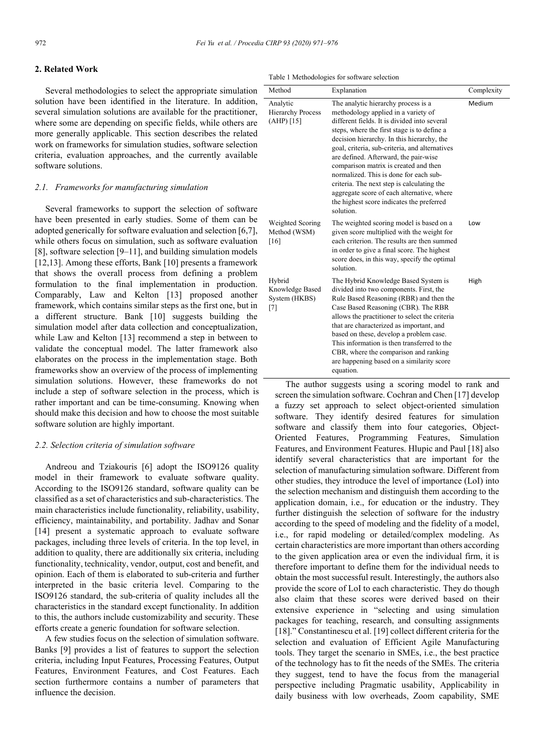## 2. Related Work

Several methodologies to select the appropriate simulation solution have been identified in the literature. In addition, several simulation solutions are available for the practitioner, where some are depending on specific fields, while others are more generally applicable. This section describes the related work on frameworks for simulation studies, software selection criteria, evaluation approaches, and the currently available software solutions.

### 2.1. Frameworks for manufacturing simulation

Several frameworks to support the selection of software have been presented in early studies. Some of them can be adopted generically for software evaluation and selection [6,7], while others focus on simulation, such as software evaluation [8], software selection [9–11], and building simulation models [12,13]. Among these efforts, Bank [10] presents a framework that shows the overall process from defining a problem formulation to the final implementation in production. Comparably, Law and Kelton [13] proposed another framework, which contains similar steps as the first one, but in a different structure. Bank [10] suggests building the simulation model after data collection and conceptualization, while Law and Kelton [13] recommend a step in between to validate the conceptual model. The latter framework also elaborates on the process in the implementation stage. Both frameworks show an overview of the process of implementing simulation solutions. However, these frameworks do not include a step of software selection in the process, which is rather important and can be time-consuming. Knowing when should make this decision and how to choose the most suitable software solution are highly important.

### 2.2. Selection criteria of simulation software

Andreou and Tziakouris [6] adopt the ISO9126 quality model in their framework to evaluate software quality. According to the ISO9126 standard, software quality can be classified as a set of characteristics and sub-characteristics. The main characteristics include functionality, reliability, usability, efficiency, maintainability, and portability. Jadhav and Sonar [14] present a systematic approach to evaluate software packages, including three levels of criteria. In the top level, in addition to quality, there are additionally six criteria, including functionality, technicality, vendor, output, cost and benefit, and opinion. Each of them is elaborated to sub-criteria and further interpreted in the basic criteria level. Comparing to the ISO9126 standard, the sub-criteria of quality includes all the characteristics in the standard except functionality. In addition to this, the authors include customizability and security. These efforts create a generic foundation for software selection.

A few studies focus on the selection of simulation software. Banks [9] provides a list of features to support the selection criteria, including Input Features, Processing Features, Output Features, Environment Features, and Cost Features. Each section furthermore contains a number of parameters that influence the decision.

Table 1 Methodologies for software selection

| Method | Explanation | Complexity |
|---|---|---|
| Analytic Hierarchy Process (AHP) [15] | The analytic hierarchy process is a methodology applied in a variety of different fields. It is divided into several steps, where the first stage is to define a decision hierarchy. In this hierarchy, the goal, criteria, sub-criteria, and alternatives are defined. Afterward, the pair-wise comparison matrix is created and then normalized. This is done for each sub-criteria. The next step is calculating the aggregate score of each alternative, where the highest score indicates the preferred solution. | Medium |
| Weighted Scoring Method (WSM) [16] | The weighted scoring model is based on a given score multiplied with the weight for each criterion. The results are then summed in order to give a final score. The highest score does, in this way, specify the optimal solution. | Low |
| Hybrid Knowledge Based System (HKBS) [7] | The Hybrid Knowledge Based System is divided into two components. First, the Rule Based Reasoning (RBR) and then the Case Based Reasoning (CBR). The RBR allows the practitioner to select the criteria that are characterized as important, and based on these, develop a problem case. This information is then transferred to the CBR, where the comparison and ranking are happening based on a similarity score equation. | High |

The author suggests using a scoring model to rank and screen the simulation software. Cochran and Chen [17] develop a fuzzy set approach to select object-oriented simulation software. They identify desired features for simulation software and classify them into four categories, Object-Oriented Features, Programming Features, Simulation Features, and Environment Features. Hlupic and Paul [18] also identify several characteristics that are important for the selection of manufacturing simulation software. Different from other studies, they introduce the level of importance (LoI) into the selection mechanism and distinguish them according to the application domain, i.e., for education or the industry. They further distinguish the selection of software for the industry according to the speed of modeling and the fidelity of a model, i.e., for rapid modeling or detailed/complex modeling. As certain characteristics are more important than others according to the given application area or even the individual firm, it is therefore important to define them for the individual needs to obtain the most successful result. Interestingly, the authors also provide the score of LoI to each characteristic. They do though also claim that these scores were derived based on their extensive experience in "selecting and using simulation packages for teaching, research, and consulting assignments [18]." Constantinescu et al. [19] collect different criteria for the selection and evaluation of Efficient Agile Manufacturing tools. They target the scenario in SMEs, i.e., the best practice of the technology has to fit the needs of the SMEs. The criteria they suggest, tend to have the focus from the managerial perspective including Pragmatic usability, Applicability in daily business with low overheads, Zoom capability, SME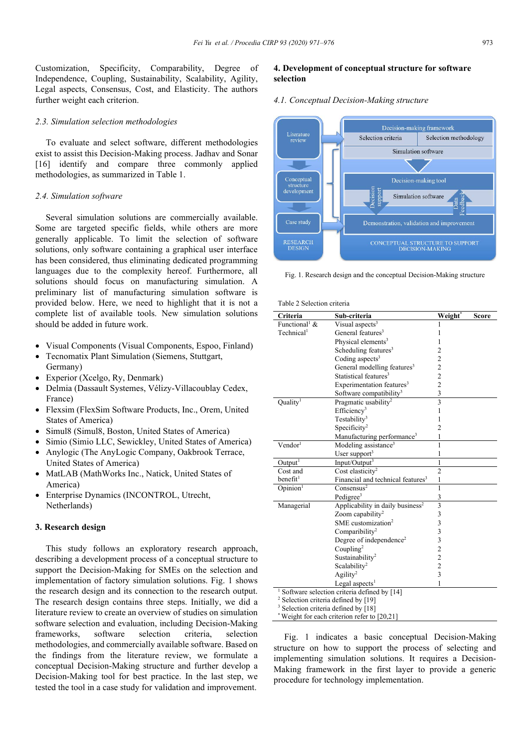Customization, Specificity, Comparability, Degree of Independence, Coupling, Sustainability, Scalability, Agility, Legal aspects, Consensus, Cost, and Elasticity. The authors further weight each criterion.

### 2.3. Simulation selection methodologies

To evaluate and select software, different methodologies exist to assist this Decision-Making process. Jadhav and Sonar [16] identify and compare three commonly applied methodologies, as summarized in Table 1.

### 2.4. Simulation software

Several simulation solutions are commercially available. Some are targeted specific fields, while others are more generally applicable. To limit the selection of software solutions, only software containing a graphical user interface has been considered, thus eliminating dedicated programming languages due to the complexity hereof. Furthermore, all solutions should focus on manufacturing simulation. A preliminary list of manufacturing simulation software is provided below. Here, we need to highlight that it is not a complete list of available tools. New simulation solutions should be added in future work.

- Visual Components (Visual Components, Espoo, Finland)
- Tecnomatix Plant Simulation (Siemens, Stuttgart, Germany)
- Experior (Xcelgo, Ry, Denmark)
- Delmia (Dassault Systemes, Vélizy-Villacoublay Cedex, France)
- Flexsim (FlexSim Software Products, Inc., Orem, United States of America)
- Simul8 (Simul8, Boston, United States of America)
- Simio (Simio LLC, Sewickley, United States of America)
- Anylogic (The AnyLogic Company, Oakbrook Terrace, United States of America)
- MatLAB (MathWorks Inc., Natick, United States of America)
- Enterprise Dynamics (INCONTROL, Utrecht, Netherlands)

## 3. Research design

This study follows an exploratory research approach, describing a development process of a conceptual structure to support the Decision-Making for SMEs on the selection and implementation of factory simulation solutions. Fig. 1 shows the research design and its connection to the research output. The research design contains three steps. Initially, we did a literature review to create an overview of studies on simulation software selection and evaluation, including Decision-Making frameworks, software selection criteria, selection methodologies, and commercially available software. Based on the findings from the literature review, we formulate a conceptual Decision-Making structure and further develop a Decision-Making tool for best practice. In the last step, we tested the tool in a case study for validation and improvement.

## 4. Development of conceptual structure for software selection

### 4.1. Conceptual Decision-Making structure

Literature review | Conceptual structure development | Case study | RESEARCH DESIGN

Decision-making framework: Selection criteria | Selection methodology | Simulation software

Decision-making tool: Decision support | Simulation software | Data Feedback

Demonstration, validation and improvement

CONCEPTUAL STRUCTURE TO SUPPORT DECISION-MAKING

Fig. 1. Research design and the conceptual Decision-Making structure

Table 2 Selection criteria

| Criteria | Sub-criteria | Weight* | Score |
|---|---|---|---|
| Functional[1] & Technical[1] | Visual aspects[3] | 1 | |
| | General features[3] | 1 | |
| | Physical elements[3] | 1 | |
| | Scheduling features[3] | 2 | |
| | Coding aspects[3] | 2 | |
| | General modelling features[3] | 2 | |
| | Statistical features[3] | 2 | |
| | Experimentation features[3] | 2 | |
| | Software compatibility[3] | 3 | |
| Quality[1] | Pragmatic usability[2] | 3 | |
| | Efficiency[3] | 1 | |
| | Testability[3] | 1 | |
| | Specificity[2] | 2 | |
| | Manufacturing performance[3] | 1 | |
| Vendor[1] | Modeling assistance[3] | 1 | |
| | User support[3] | 1 | |
| Output[1] | Input/Output[3] | 1 | |
| Cost and benefit[1] | Cost elasticity[2] | 2 | |
| | Financial and technical features[3] | 1 | |
| Opinion[1] | Consensus[2] | 1 | |
| | Pedigree[3] | 3 | |
| Managerial | Applicability in daily business[2] | 3 | |
| | Zoom capability[2] | 3 | |
| | SME customization[2] | 3 | |
| | Comparibility[2] | 3 | |
| | Degree of independence[2] | 3 | |
| | Coupling[2] | 2 | |
| | Sustainability[2] | 2 | |
| | Scalability[2] | 2 | |
| | Agility[2] | 3 | |
| | Legal aspects[1] | 1 | |

[1] Software selection criteria defined by [14]
[2] Selection criteria defined by [19]
[3] Selection criteria defined by [18]
[*] Weight for each criterion refer to [20,21]

Fig. 1 indicates a basic conceptual Decision-Making structure on how to support the process of selecting and implementing simulation solutions. It requires a Decision-Making framework in the first layer to provide a generic procedure for technology implementation.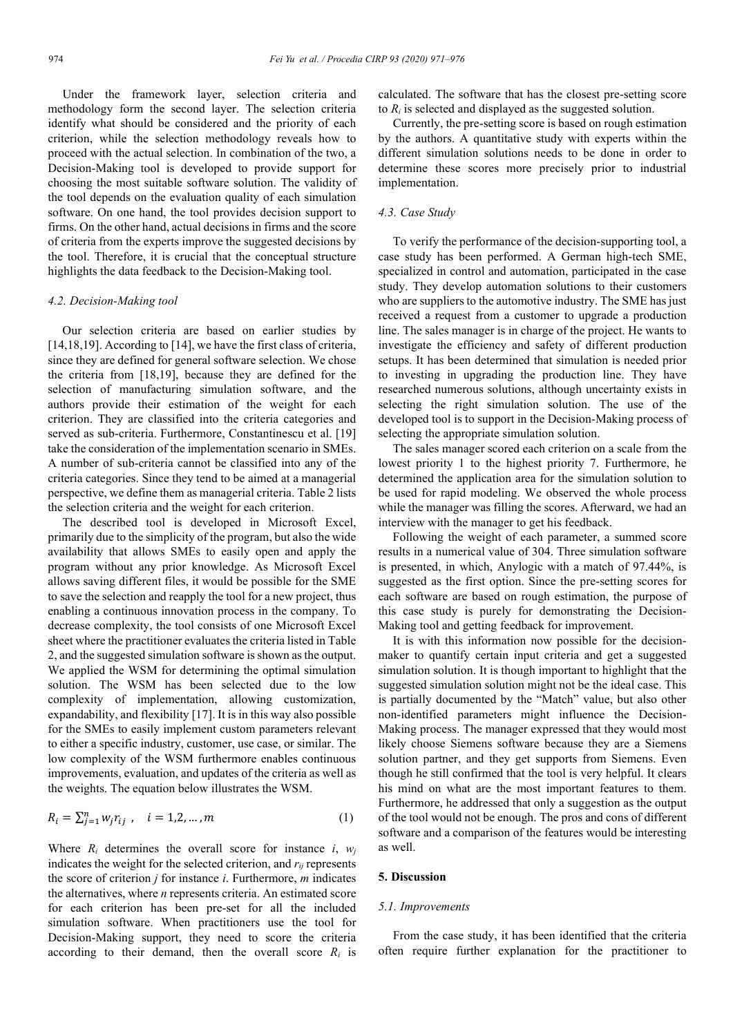Under the framework layer, selection criteria and methodology form the second layer. The selection criteria identify what should be considered and the priority of each criterion, while the selection methodology reveals how to proceed with the actual selection. In combination of the two, a Decision-Making tool is developed to provide support for choosing the most suitable software solution. The validity of the tool depends on the evaluation quality of each simulation software. On one hand, the tool provides decision support to firms. On the other hand, actual decisions in firms and the score of criteria from the experts improve the suggested decisions by the tool. Therefore, it is crucial that the conceptual structure highlights the data feedback to the Decision-Making tool.

### 4.2. Decision-Making tool

Our selection criteria are based on earlier studies by [14,18,19]. According to [14], we have the first class of criteria, since they are defined for general software selection. We chose the criteria from [18,19], because they are defined for the selection of manufacturing simulation software, and the authors provide their estimation of the weight for each criterion. They are classified into the criteria categories and served as sub-criteria. Furthermore, Constantinescu et al. [19] take the consideration of the implementation scenario in SMEs. A number of sub-criteria cannot be classified into any of the criteria categories. Since they tend to be aimed at a managerial perspective, we define them as managerial criteria. Table 2 lists the selection criteria and the weight for each criterion.

The described tool is developed in Microsoft Excel, primarily due to the simplicity of the program, but also the wide availability that allows SMEs to easily open and apply the program without any prior knowledge. As Microsoft Excel allows saving different files, it would be possible for the SME to save the selection and reapply the tool for a new project, thus enabling a continuous innovation process in the company. To decrease complexity, the tool consists of one Microsoft Excel sheet where the practitioner evaluates the criteria listed in Table 2, and the suggested simulation software is shown as the output. We applied the WSM for determining the optimal simulation solution. The WSM has been selected due to the low complexity of implementation, allowing customization, expandability, and flexibility [17]. It is in this way also possible for the SMEs to easily implement custom parameters relevant to either a specific industry, customer, use case, or similar. The low complexity of the WSM furthermore enables continuous improvements, evaluation, and updates of the criteria as well as the weights. The equation below illustrates the WSM.

$$R_i = \sum_{j=1}^{n} w_j r_{ij} \ , \quad i = 1,2,\dots,m \tag{1}$$

Where $R_i$ determines the overall score for instance $i$, $w_j$ indicates the weight for the selected criterion, and $r_{ij}$ represents the score of criterion $j$ for instance $i$. Furthermore, $m$ indicates the alternatives, where $n$ represents criteria. An estimated score for each criterion has been pre-set for all the included simulation software. When practitioners use the tool for Decision-Making support, they need to score the criteria according to their demand, then the overall score $R_i$ is calculated. The software that has the closest pre-setting score to $R_i$ is selected and displayed as the suggested solution.

Currently, the pre-setting score is based on rough estimation by the authors. A quantitative study with experts within the different simulation solutions needs to be done in order to determine these scores more precisely prior to industrial implementation.

### 4.3. Case Study

To verify the performance of the decision-supporting tool, a case study has been performed. A German high-tech SME, specialized in control and automation, participated in the case study. They develop automation solutions to their customers who are suppliers to the automotive industry. The SME has just received a request from a customer to upgrade a production line. The sales manager is in charge of the project. He wants to investigate the efficiency and safety of different production setups. It has been determined that simulation is needed prior to investing in upgrading the production line. They have researched numerous solutions, although uncertainty exists in selecting the right simulation solution. The use of the developed tool is to support in the Decision-Making process of selecting the appropriate simulation solution.

The sales manager scored each criterion on a scale from the lowest priority 1 to the highest priority 7. Furthermore, he determined the application area for the simulation solution to be used for rapid modeling. We observed the whole process while the manager was filling the scores. Afterward, we had an interview with the manager to get his feedback.

Following the weight of each parameter, a summed score results in a numerical value of 304. Three simulation software is presented, in which, Anylogic with a match of 97.44%, is suggested as the first option. Since the pre-setting scores for each software are based on rough estimation, the purpose of this case study is purely for demonstrating the Decision-Making tool and getting feedback for improvement.

It is with this information now possible for the decision-maker to quantify certain input criteria and get a suggested simulation solution. It is though important to highlight that the suggested simulation solution might not be the ideal case. This is partially documented by the "Match" value, but also other non-identified parameters might influence the Decision-Making process. The manager expressed that they would most likely choose Siemens software because they are a Siemens solution partner, and they get supports from Siemens. Even though he still confirmed that the tool is very helpful. It clears his mind on what are the most important features to them. Furthermore, he addressed that only a suggestion as the output of the tool would not be enough. The pros and cons of different software and a comparison of the features would be interesting as well.

## 5. Discussion

### 5.1. Improvements

From the case study, it has been identified that the criteria often require further explanation for the practitioner to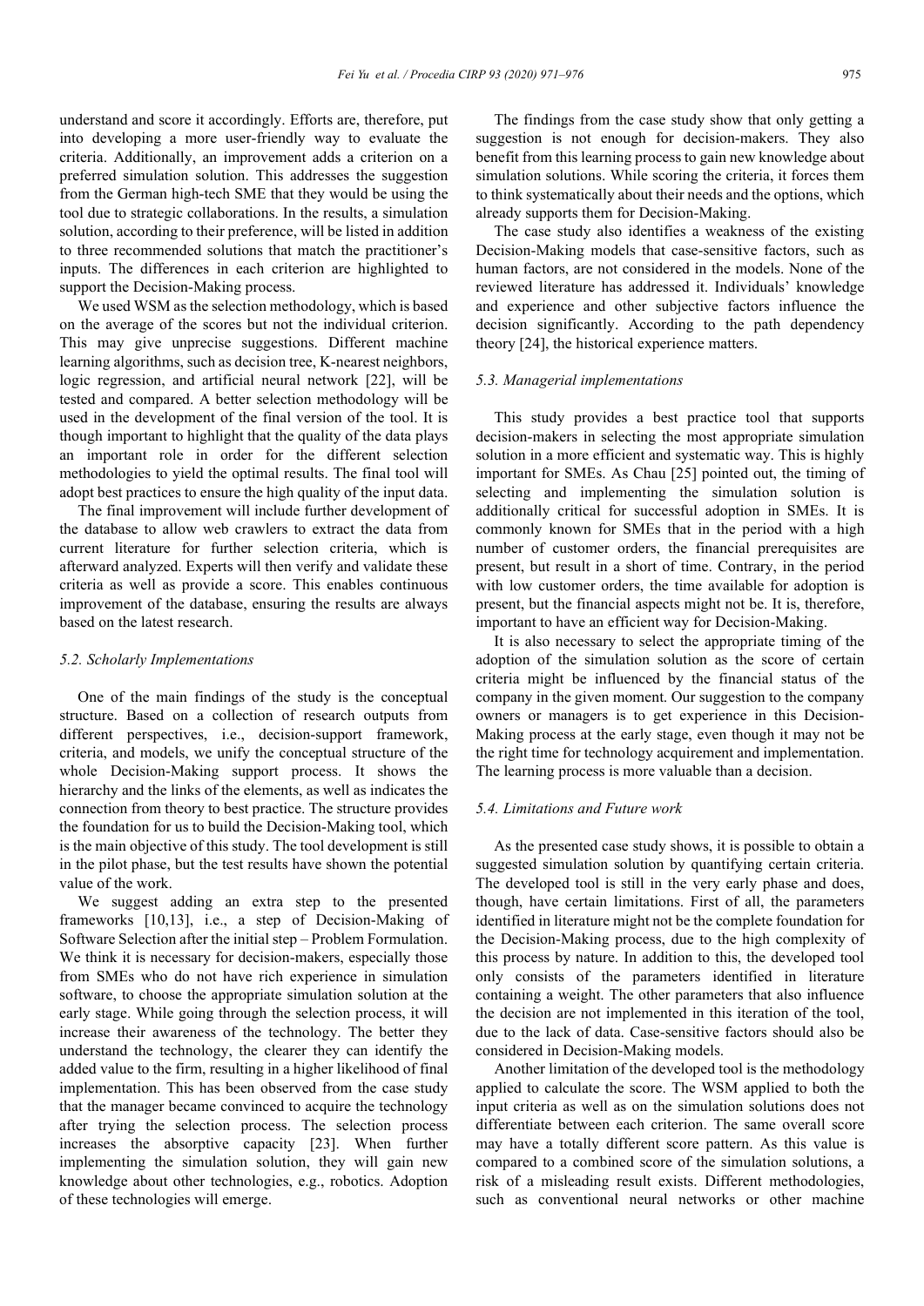understand and score it accordingly. Efforts are, therefore, put into developing a more user-friendly way to evaluate the criteria. Additionally, an improvement adds a criterion on a preferred simulation solution. This addresses the suggestion from the German high-tech SME that they would be using the tool due to strategic collaborations. In the results, a simulation solution, according to their preference, will be listed in addition to three recommended solutions that match the practitioner's inputs. The differences in each criterion are highlighted to support the Decision-Making process.

We used WSM as the selection methodology, which is based on the average of the scores but not the individual criterion. This may give unprecise suggestions. Different machine learning algorithms, such as decision tree, K-nearest neighbors, logic regression, and artificial neural network [22], will be tested and compared. A better selection methodology will be used in the development of the final version of the tool. It is though important to highlight that the quality of the data plays an important role in order for the different selection methodologies to yield the optimal results. The final tool will adopt best practices to ensure the high quality of the input data.

The final improvement will include further development of the database to allow web crawlers to extract the data from current literature for further selection criteria, which is afterward analyzed. Experts will then verify and validate these criteria as well as provide a score. This enables continuous improvement of the database, ensuring the results are always based on the latest research.

### *5.2. Scholarly Implementations*

One of the main findings of the study is the conceptual structure. Based on a collection of research outputs from different perspectives, i.e., decision-support framework, criteria, and models, we unify the conceptual structure of the whole Decision-Making support process. It shows the hierarchy and the links of the elements, as well as indicates the connection from theory to best practice. The structure provides the foundation for us to build the Decision-Making tool, which is the main objective of this study. The tool development is still in the pilot phase, but the test results have shown the potential value of the work.

We suggest adding an extra step to the presented frameworks [10,13], i.e., a step of Decision-Making of Software Selection after the initial step – Problem Formulation. We think it is necessary for decision-makers, especially those from SMEs who do not have rich experience in simulation software, to choose the appropriate simulation solution at the early stage. While going through the selection process, it will increase their awareness of the technology. The better they understand the technology, the clearer they can identify the added value to the firm, resulting in a higher likelihood of final implementation. This has been observed from the case study that the manager became convinced to acquire the technology after trying the selection process. The selection process increases the absorptive capacity [23]. When further implementing the simulation solution, they will gain new knowledge about other technologies, e.g., robotics. Adoption of these technologies will emerge.

The findings from the case study show that only getting a suggestion is not enough for decision-makers. They also benefit from this learning process to gain new knowledge about simulation solutions. While scoring the criteria, it forces them to think systematically about their needs and the options, which already supports them for Decision-Making.

The case study also identifies a weakness of the existing Decision-Making models that case-sensitive factors, such as human factors, are not considered in the models. None of the reviewed literature has addressed it. Individuals' knowledge and experience and other subjective factors influence the decision significantly. According to the path dependency theory [24], the historical experience matters.

### *5.3. Managerial implementations*

This study provides a best practice tool that supports decision-makers in selecting the most appropriate simulation solution in a more efficient and systematic way. This is highly important for SMEs. As Chau [25] pointed out, the timing of selecting and implementing the simulation solution is additionally critical for successful adoption in SMEs. It is commonly known for SMEs that in the period with a high number of customer orders, the financial prerequisites are present, but result in a short of time. Contrary, in the period with low customer orders, the time available for adoption is present, but the financial aspects might not be. It is, therefore, important to have an efficient way for Decision-Making.

It is also necessary to select the appropriate timing of the adoption of the simulation solution as the score of certain criteria might be influenced by the financial status of the company in the given moment. Our suggestion to the company owners or managers is to get experience in this Decision-Making process at the early stage, even though it may not be the right time for technology acquirement and implementation. The learning process is more valuable than a decision.

### *5.4. Limitations and Future work*

As the presented case study shows, it is possible to obtain a suggested simulation solution by quantifying certain criteria. The developed tool is still in the very early phase and does, though, have certain limitations. First of all, the parameters identified in literature might not be the complete foundation for the Decision-Making process, due to the high complexity of this process by nature. In addition to this, the developed tool only consists of the parameters identified in literature containing a weight. The other parameters that also influence the decision are not implemented in this iteration of the tool, due to the lack of data. Case-sensitive factors should also be considered in Decision-Making models.

Another limitation of the developed tool is the methodology applied to calculate the score. The WSM applied to both the input criteria as well as on the simulation solutions does not differentiate between each criterion. The same overall score may have a totally different score pattern. As this value is compared to a combined score of the simulation solutions, a risk of a misleading result exists. Different methodologies, such as conventional neural networks or other machine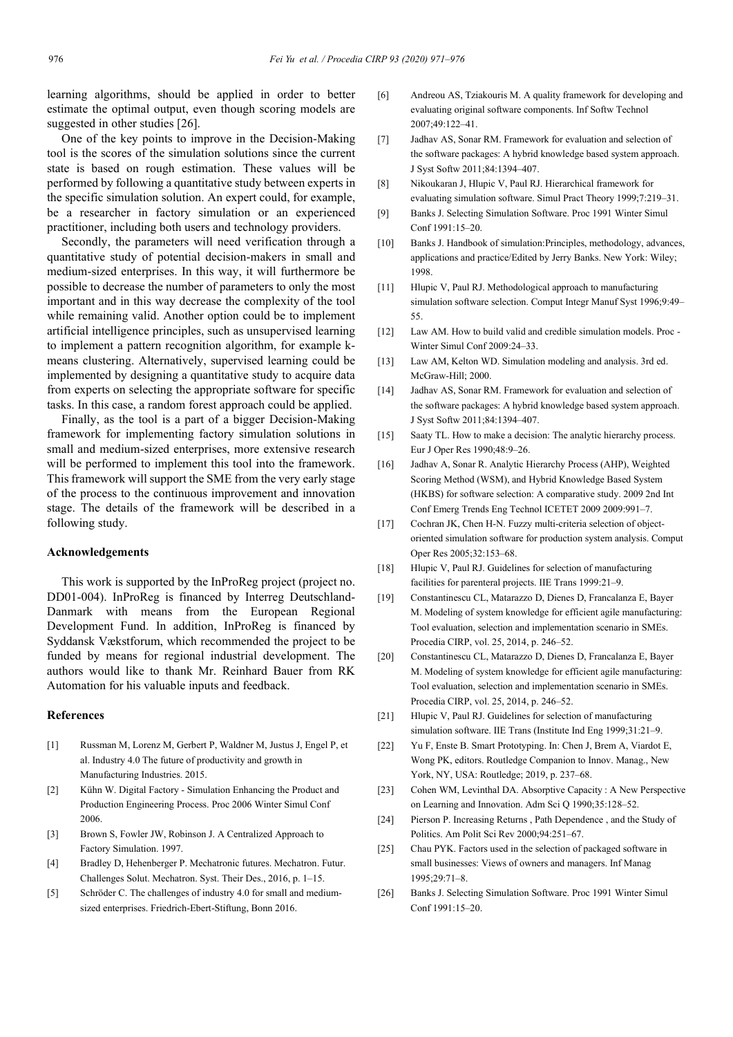learning algorithms, should be applied in order to better estimate the optimal output, even though scoring models are suggested in other studies [26].

One of the key points to improve in the Decision-Making tool is the scores of the simulation solutions since the current state is based on rough estimation. These values will be performed by following a quantitative study between experts in the specific simulation solution. An expert could, for example, be a researcher in factory simulation or an experienced practitioner, including both users and technology providers.

Secondly, the parameters will need verification through a quantitative study of potential decision-makers in small and medium-sized enterprises. In this way, it will furthermore be possible to decrease the number of parameters to only the most important and in this way decrease the complexity of the tool while remaining valid. Another option could be to implement artificial intelligence principles, such as unsupervised learning to implement a pattern recognition algorithm, for example k-means clustering. Alternatively, supervised learning could be implemented by designing a quantitative study to acquire data from experts on selecting the appropriate software for specific tasks. In this case, a random forest approach could be applied.

Finally, as the tool is a part of a bigger Decision-Making framework for implementing factory simulation solutions in small and medium-sized enterprises, more extensive research will be performed to implement this tool into the framework. This framework will support the SME from the very early stage of the process to the continuous improvement and innovation stage. The details of the framework will be described in a following study.

## Acknowledgements

This work is supported by the InProReg project (project no. DD01-004). InProReg is financed by Interreg Deutschland-Danmark with means from the European Regional Development Fund. In addition, InProReg is financed by Syddansk Vækstforum, which recommended the project to be funded by means for regional industrial development. The authors would like to thank Mr. Reinhard Bauer from RK Automation for his valuable inputs and feedback.

## References

[1] Russman M, Lorenz M, Gerbert P, Waldner M, Justus J, Engel P, et al. Industry 4.0 The future of productivity and growth in Manufacturing Industries. 2015.

[2] Kühn W. Digital Factory - Simulation Enhancing the Product and Production Engineering Process. Proc 2006 Winter Simul Conf 2006.

[3] Brown S, Fowler JW, Robinson J. A Centralized Approach to Factory Simulation. 1997.

[4] Bradley D, Hehenberger P. Mechatronic futures. Mechatron. Futur. Challenges Solut. Mechatron. Syst. Their Des., 2016, p. 1–15.

[5] Schröder C. The challenges of industry 4.0 for small and medium-sized enterprises. Friedrich-Ebert-Stiftung, Bonn 2016.

[6] Andreou AS, Tziakouris M. A quality framework for developing and evaluating original software components. Inf Softw Technol 2007;49:122–41.

[7] Jadhav AS, Sonar RM. Framework for evaluation and selection of the software packages: A hybrid knowledge based system approach. J Syst Softw 2011;84:1394–407.

[8] Nikoukaran J, Hlupic V, Paul RJ. Hierarchical framework for evaluating simulation software. Simul Pract Theory 1999;7:219–31.

[9] Banks J. Selecting Simulation Software. Proc 1991 Winter Simul Conf 1991:15–20.

[10] Banks J. Handbook of simulation:Principles, methodology, advances, applications and practice/Edited by Jerry Banks. New York: Wiley; 1998.

[11] Hlupic V, Paul RJ. Methodological approach to manufacturing simulation software selection. Comput Integr Manuf Syst 1996;9:49–55.

[12] Law AM. How to build valid and credible simulation models. Proc - Winter Simul Conf 2009:24–33.

[13] Law AM, Kelton WD. Simulation modeling and analysis. 3rd ed. McGraw-Hill; 2000.

[14] Jadhav AS, Sonar RM. Framework for evaluation and selection of the software packages: A hybrid knowledge based system approach. J Syst Softw 2011;84:1394–407.

[15] Saaty TL. How to make a decision: The analytic hierarchy process. Eur J Oper Res 1990;48:9–26.

[16] Jadhav A, Sonar R. Analytic Hierarchy Process (AHP), Weighted Scoring Method (WSM), and Hybrid Knowledge Based System (HKBS) for software selection: A comparative study. 2009 2nd Int Conf Emerg Trends Eng Technol ICETET 2009 2009:991–7.

[17] Cochran JK, Chen H-N. Fuzzy multi-criteria selection of object-oriented simulation software for production system analysis. Comput Oper Res 2005;32:153–68.

[18] Hlupic V, Paul RJ. Guidelines for selection of manufacturing facilities for parenteral projects. IIE Trans 1999:21–9.

[19] Constantinescu CL, Matarazzo D, Dienes D, Francalanza E, Bayer M. Modeling of system knowledge for efficient agile manufacturing: Tool evaluation, selection and implementation scenario in SMEs. Procedia CIRP, vol. 25, 2014, p. 246–52.

[20] Constantinescu CL, Matarazzo D, Dienes D, Francalanza E, Bayer M. Modeling of system knowledge for efficient agile manufacturing: Tool evaluation, selection and implementation scenario in SMEs. Procedia CIRP, vol. 25, 2014, p. 246–52.

[21] Hlupic V, Paul RJ. Guidelines for selection of manufacturing simulation software. IIE Trans (Institute Ind Eng 1999;31:21–9.

[22] Yu F, Enste B. Smart Prototyping. In: Chen J, Brem A, Viardot E, Wong PK, editors. Routledge Companion to Innov. Manag., New York, NY, USA: Routledge; 2019, p. 237–68.

[23] Cohen WM, Levinthal DA. Absorptive Capacity : A New Perspective on Learning and Innovation. Adm Sci Q 1990;35:128–52.

[24] Pierson P. Increasing Returns , Path Dependence , and the Study of Politics. Am Polit Sci Rev 2000;94:251–67.

[25] Chau PYK. Factors used in the selection of packaged software in small businesses: Views of owners and managers. Inf Manag 1995;29:71–8.

[26] Banks J. Selecting Simulation Software. Proc 1991 Winter Simul Conf 1991:15–20.